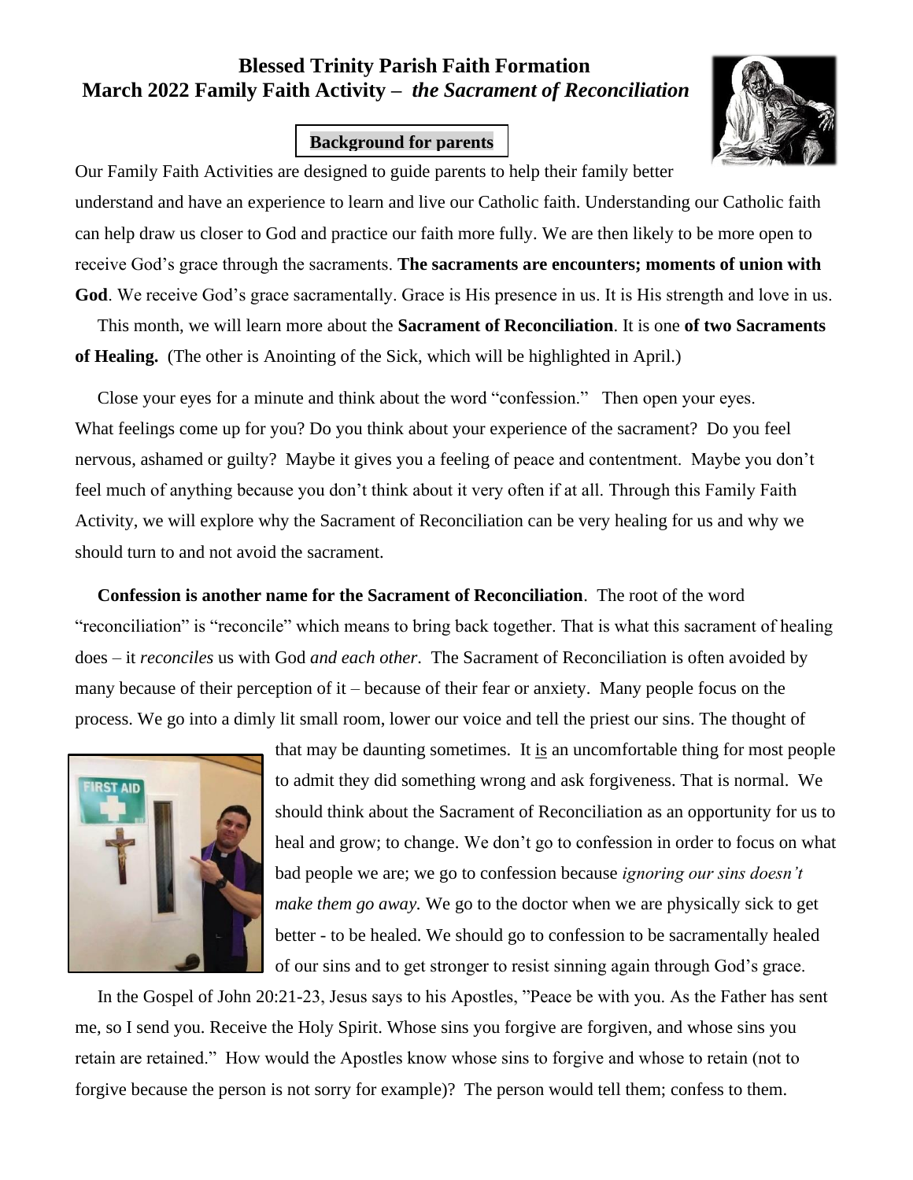# Blessed Trinity Parish Faith Formation
# March 2022 Family Faith Activity – *the Sacrament of Reconciliation*

**Background for parents**

Our Family Faith Activities are designed to guide parents to help their family better understand and have an experience to learn and live our Catholic faith. Understanding our Catholic faith can help draw us closer to God and practice our faith more fully. We are then likely to be more open to receive God's grace through the sacraments. **The sacraments are encounters; moments of union with God**. We receive God's grace sacramentally. Grace is His presence in us. It is His strength and love in us.

This month, we will learn more about the **Sacrament of Reconciliation**. It is one **of two Sacraments of Healing.** (The other is Anointing of the Sick, which will be highlighted in April.)

Close your eyes for a minute and think about the word "confession." Then open your eyes. What feelings come up for you? Do you think about your experience of the sacrament? Do you feel nervous, ashamed or guilty? Maybe it gives you a feeling of peace and contentment. Maybe you don't feel much of anything because you don't think about it very often if at all. Through this Family Faith Activity, we will explore why the Sacrament of Reconciliation can be very healing for us and why we should turn to and not avoid the sacrament.

**Confession is another name for the Sacrament of Reconciliation**. The root of the word "reconciliation" is "reconcile" which means to bring back together. That is what this sacrament of healing does – it *reconciles* us with God *and each other*. The Sacrament of Reconciliation is often avoided by many because of their perception of it – because of their fear or anxiety. Many people focus on the process. We go into a dimly lit small room, lower our voice and tell the priest our sins. The thought of that may be daunting sometimes. It is an uncomfortable thing for most people to admit they did something wrong and ask forgiveness. That is normal. We should think about the Sacrament of Reconciliation as an opportunity for us to heal and grow; to change. We don't go to confession in order to focus on what bad people we are; we go to confession because *ignoring our sins doesn't make them go away.* We go to the doctor when we are physically sick to get better - to be healed. We should go to confession to be sacramentally healed of our sins and to get stronger to resist sinning again through God's grace.

In the Gospel of John 20:21-23, Jesus says to his Apostles, "Peace be with you. As the Father has sent me, so I send you. Receive the Holy Spirit. Whose sins you forgive are forgiven, and whose sins you retain are retained." How would the Apostles know whose sins to forgive and whose to retain (not to forgive because the person is not sorry for example)? The person would tell them; confess to them.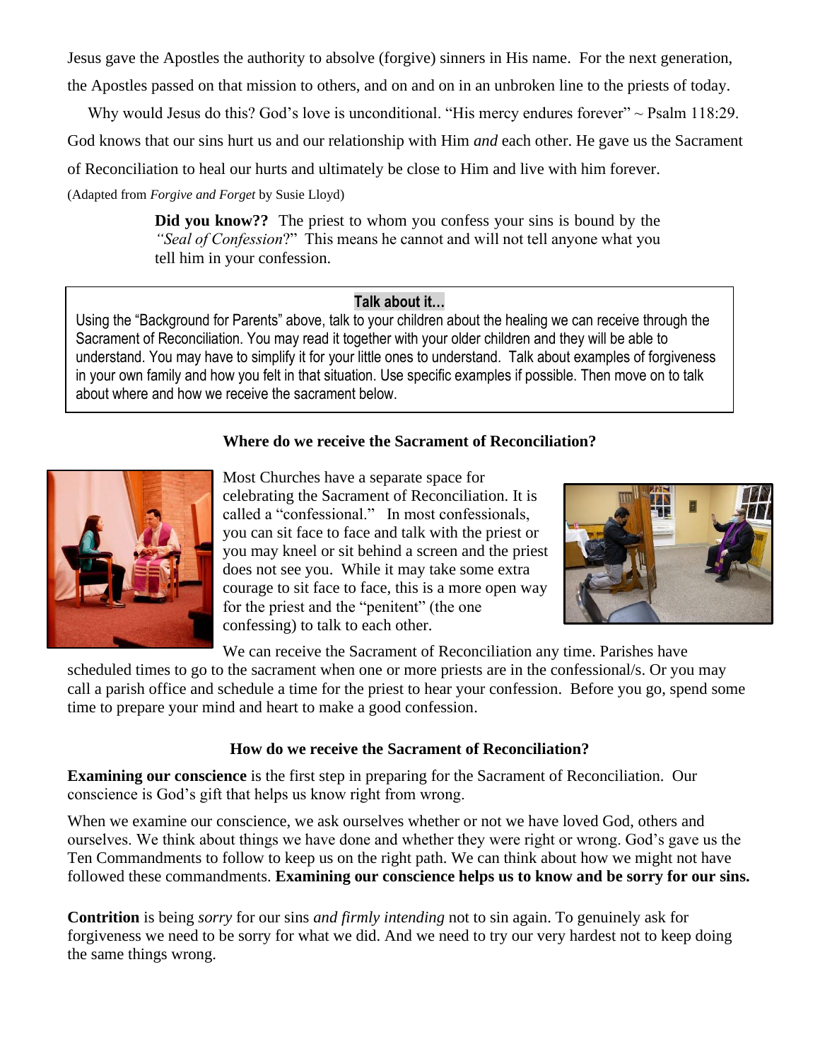Jesus gave the Apostles the authority to absolve (forgive) sinners in His name. For the next generation, the Apostles passed on that mission to others, and on and on in an unbroken line to the priests of today.

Why would Jesus do this? God's love is unconditional. "His mercy endures forever" ~ Psalm 118:29. God knows that our sins hurt us and our relationship with Him *and* each other. He gave us the Sacrament of Reconciliation to heal our hurts and ultimately be close to Him and live with him forever.

(Adapted from *Forgive and Forget* by Susie Lloyd)

**Did you know??** The priest to whom you confess your sins is bound by the *"Seal of Confession*?" This means he cannot and will not tell anyone what you tell him in your confession.

**Talk about it…**

Using the "Background for Parents" above, talk to your children about the healing we can receive through the Sacrament of Reconciliation. You may read it together with your older children and they will be able to understand. You may have to simplify it for your little ones to understand. Talk about examples of forgiveness in your own family and how you felt in that situation. Use specific examples if possible. Then move on to talk about where and how we receive the sacrament below.

### Where do we receive the Sacrament of Reconciliation?

Most Churches have a separate space for celebrating the Sacrament of Reconciliation. It is called a "confessional." In most confessionals, you can sit face to face and talk with the priest or you may kneel or sit behind a screen and the priest does not see you. While it may take some extra courage to sit face to face, this is a more open way for the priest and the "penitent" (the one confessing) to talk to each other.

We can receive the Sacrament of Reconciliation any time. Parishes have scheduled times to go to the sacrament when one or more priests are in the confessional/s. Or you may call a parish office and schedule a time for the priest to hear your confession. Before you go, spend some time to prepare your mind and heart to make a good confession.

### How do we receive the Sacrament of Reconciliation?

**Examining our conscience** is the first step in preparing for the Sacrament of Reconciliation. Our conscience is God's gift that helps us know right from wrong.

When we examine our conscience, we ask ourselves whether or not we have loved God, others and ourselves. We think about things we have done and whether they were right or wrong. God's gave us the Ten Commandments to follow to keep us on the right path. We can think about how we might not have followed these commandments. **Examining our conscience helps us to know and be sorry for our sins.**

**Contrition** is being *sorry* for our sins *and firmly intending* not to sin again. To genuinely ask for forgiveness we need to be sorry for what we did. And we need to try our very hardest not to keep doing the same things wrong.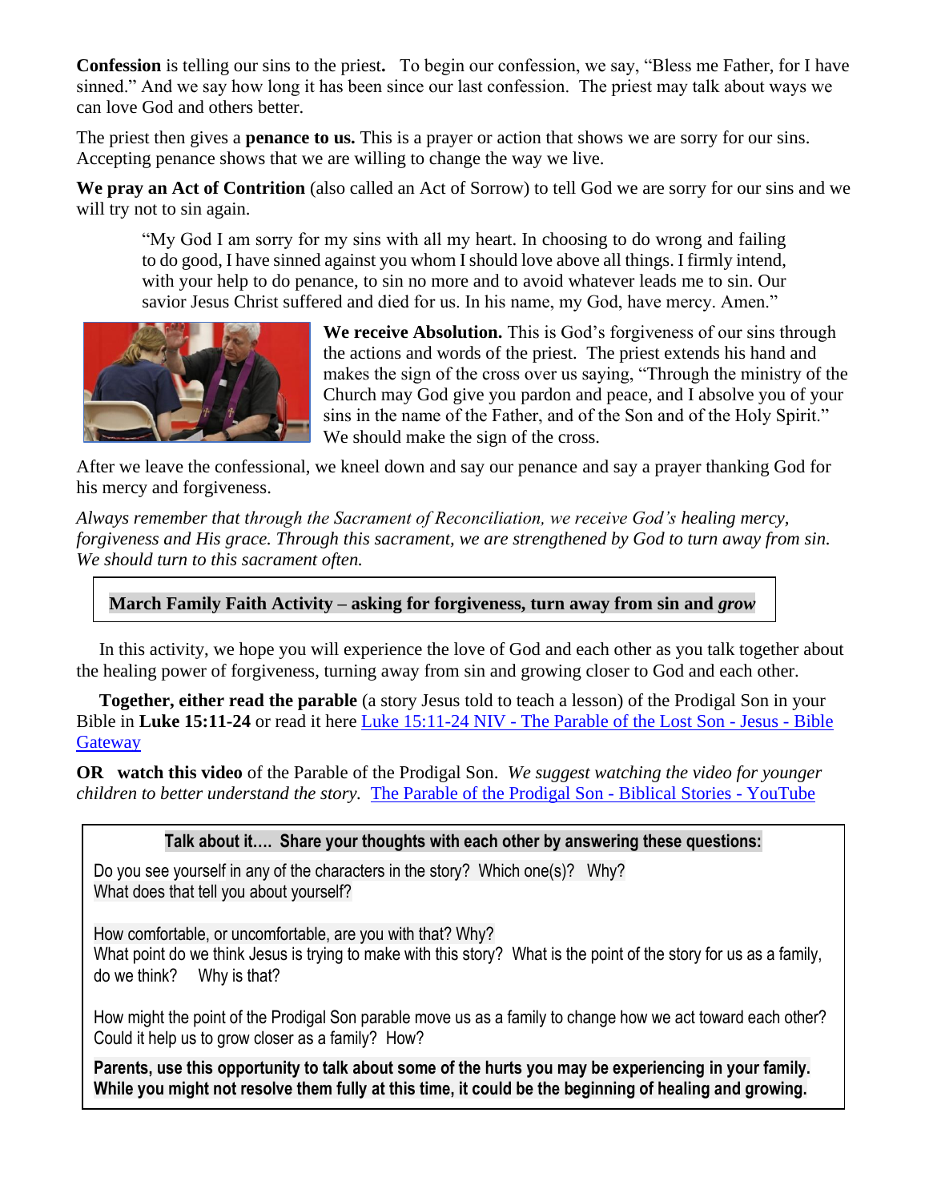**Confession** is telling our sins to the priest**.** To begin our confession, we say, "Bless me Father, for I have sinned." And we say how long it has been since our last confession. The priest may talk about ways we can love God and others better.

The priest then gives a **penance to us.** This is a prayer or action that shows we are sorry for our sins. Accepting penance shows that we are willing to change the way we live.

**We pray an Act of Contrition** (also called an Act of Sorrow) to tell God we are sorry for our sins and we will try not to sin again.

> "My God I am sorry for my sins with all my heart. In choosing to do wrong and failing to do good, I have sinned against you whom I should love above all things. I firmly intend, with your help to do penance, to sin no more and to avoid whatever leads me to sin. Our savior Jesus Christ suffered and died for us. In his name, my God, have mercy. Amen."

**We receive Absolution.** This is God's forgiveness of our sins through the actions and words of the priest. The priest extends his hand and makes the sign of the cross over us saying, "Through the ministry of the Church may God give you pardon and peace, and I absolve you of your sins in the name of the Father, and of the Son and of the Holy Spirit." We should make the sign of the cross.

After we leave the confessional, we kneel down and say our penance and say a prayer thanking God for his mercy and forgiveness.

*Always remember that through the Sacrament of Reconciliation, we receive God's healing mercy, forgiveness and His grace. Through this sacrament, we are strengthened by God to turn away from sin. We should turn to this sacrament often.*

**March Family Faith Activity – asking for forgiveness, turn away from sin and *grow***

In this activity, we hope you will experience the love of God and each other as you talk together about the healing power of forgiveness, turning away from sin and growing closer to God and each other.

**Together, either read the parable** (a story Jesus told to teach a lesson) of the Prodigal Son in your Bible in **Luke 15:11-24** or read it here Luke 15:11-24 NIV - The Parable of the Lost Son - Jesus - Bible Gateway

**OR watch this video** of the Parable of the Prodigal Son. *We suggest watching the video for younger children to better understand the story.* The Parable of the Prodigal Son - Biblical Stories - YouTube

**Talk about it…. Share your thoughts with each other by answering these questions:**

Do you see yourself in any of the characters in the story? Which one(s)? Why?
What does that tell you about yourself?

How comfortable, or uncomfortable, are you with that? Why?
What point do we think Jesus is trying to make with this story? What is the point of the story for us as a family, do we think? Why is that?

How might the point of the Prodigal Son parable move us as a family to change how we act toward each other? Could it help us to grow closer as a family? How?

**Parents, use this opportunity to talk about some of the hurts you may be experiencing in your family. While you might not resolve them fully at this time, it could be the beginning of healing and growing.**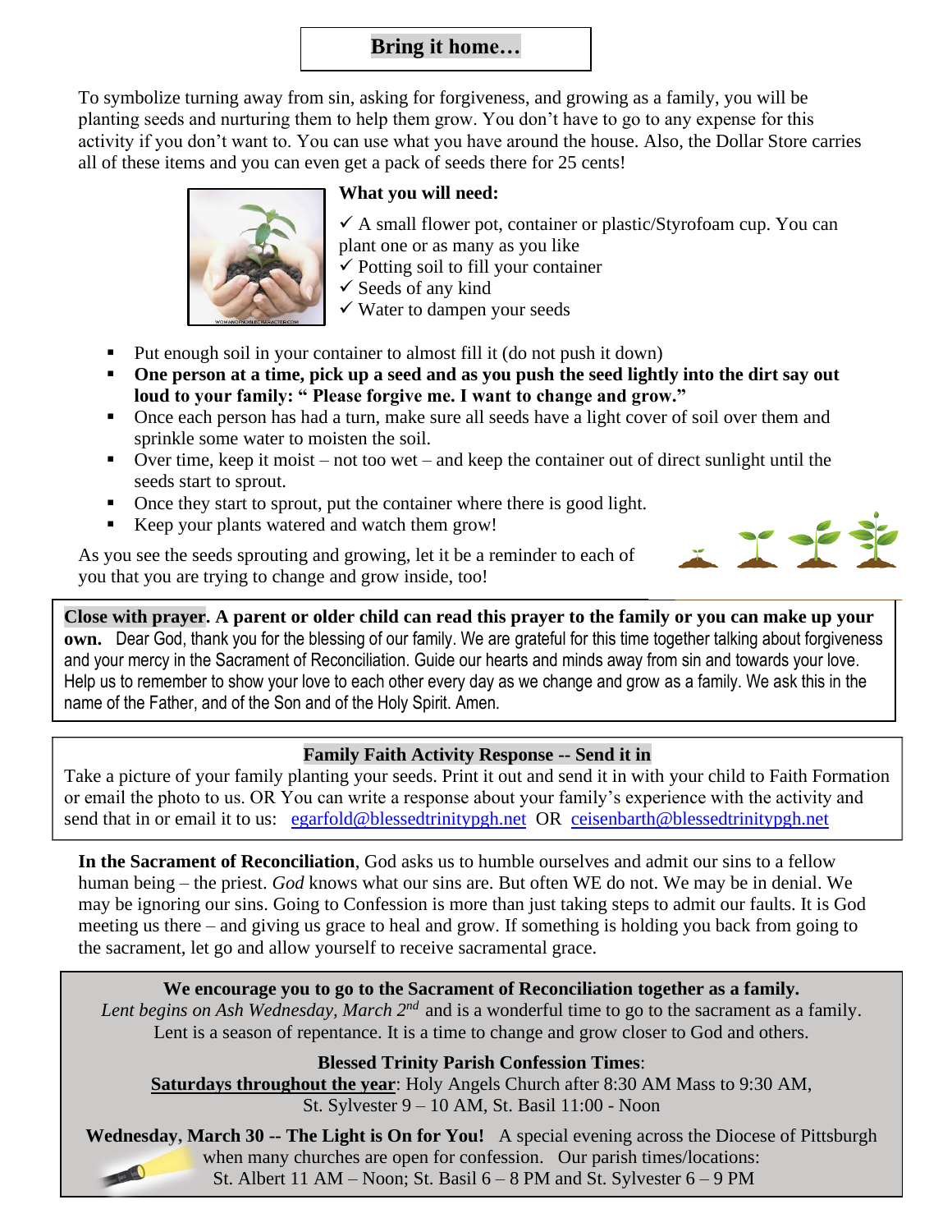## Bring it home…

To symbolize turning away from sin, asking for forgiveness, and growing as a family, you will be planting seeds and nurturing them to help them grow. You don't have to go to any expense for this activity if you don't want to. You can use what you have around the house. Also, the Dollar Store carries all of these items and you can even get a pack of seeds there for 25 cents!

**What you will need:**

✓ A small flower pot, container or plastic/Styrofoam cup. You can plant one or as many as you like
✓ Potting soil to fill your container
✓ Seeds of any kind
✓ Water to dampen your seeds

- Put enough soil in your container to almost fill it (do not push it down)
- **One person at a time, pick up a seed and as you push the seed lightly into the dirt say out loud to your family: " Please forgive me. I want to change and grow."**
- Once each person has had a turn, make sure all seeds have a light cover of soil over them and sprinkle some water to moisten the soil.
- Over time, keep it moist – not too wet – and keep the container out of direct sunlight until the seeds start to sprout.
- Once they start to sprout, put the container where there is good light.
- Keep your plants watered and watch them grow!

As you see the seeds sprouting and growing, let it be a reminder to each of you that you are trying to change and grow inside, too!

**Close with prayer. A parent or older child can read this prayer to the family or you can make up your own.** Dear God, thank you for the blessing of our family. We are grateful for this time together talking about forgiveness and your mercy in the Sacrament of Reconciliation. Guide our hearts and minds away from sin and towards your love. Help us to remember to show your love to each other every day as we change and grow as a family. We ask this in the name of the Father, and of the Son and of the Holy Spirit. Amen.

**Family Faith Activity Response -- Send it in**

Take a picture of your family planting your seeds. Print it out and send it in with your child to Faith Formation or email the photo to us. OR You can write a response about your family's experience with the activity and send that in or email it to us: egarfold@blessedtrinitypgh.net OR ceisenbarth@blessedtrinitypgh.net

**In the Sacrament of Reconciliation**, God asks us to humble ourselves and admit our sins to a fellow human being – the priest. *God* knows what our sins are. But often WE do not. We may be in denial. We may be ignoring our sins. Going to Confession is more than just taking steps to admit our faults. It is God meeting us there – and giving us grace to heal and grow. If something is holding you back from going to the sacrament, let go and allow yourself to receive sacramental grace.

**We encourage you to go to the Sacrament of Reconciliation together as a family.**
*Lent begins on Ash Wednesday, March 2nd* and is a wonderful time to go to the sacrament as a family. Lent is a season of repentance. It is a time to change and grow closer to God and others.

**Blessed Trinity Parish Confession Times**:
**Saturdays throughout the year**: Holy Angels Church after 8:30 AM Mass to 9:30 AM, St. Sylvester 9 – 10 AM, St. Basil 11:00 - Noon

**Wednesday, March 30 -- The Light is On for You!** A special evening across the Diocese of Pittsburgh when many churches are open for confession. Our parish times/locations: St. Albert 11 AM – Noon; St. Basil 6 – 8 PM and St. Sylvester 6 – 9 PM